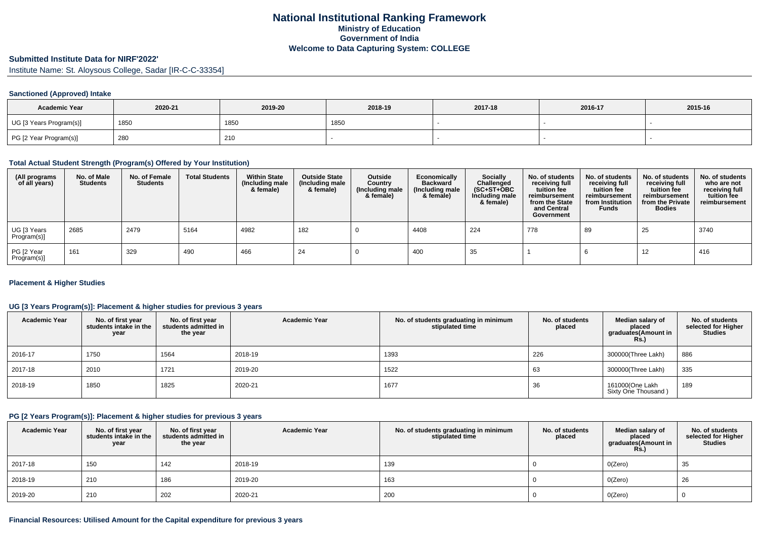# National Institutional Ranking Framework
## Ministry of Education
## Government of India
## Welcome to Data Capturing System: COLLEGE

**Submitted Institute Data for NIRF'2022'**

Institute Name: St. Aloysous College, Sadar [IR-C-C-33354]

### Sanctioned (Approved) Intake

| Academic Year | 2020-21 | 2019-20 | 2018-19 | 2017-18 | 2016-17 | 2015-16 |
|---|---|---|---|---|---|---|
| UG [3 Years Program(s)] | 1850 | 1850 | 1850 | - | - | - |
| PG [2 Year Program(s)] | 280 | 210 | - | - | - | - |

### Total Actual Student Strength (Program(s) Offered by Your Institution)

| (All programs of all years) | No. of Male Students | No. of Female Students | Total Students | Within State (Including male & female) | Outside State (Including male & female) | Outside Country (Including male & female) | Economically Backward (Including male & female) | Socially Challenged (SC+ST+OBC Including male & female) | No. of students receiving full tuition fee reimbursement from the State and Central Government | No. of students receiving full tuition fee reimbursement from Institution Funds | No. of students receiving full tuition fee reimbursement from the Private Bodies | No. of students who are not receiving full tuition fee reimbursement |
|---|---|---|---|---|---|---|---|---|---|---|---|---|
| UG [3 Years Program(s)] | 2685 | 2479 | 5164 | 4982 | 182 | 0 | 4408 | 224 | 778 | 89 | 25 | 3740 |
| PG [2 Year Program(s)] | 161 | 329 | 490 | 466 | 24 | 0 | 400 | 35 | 1 | 6 | 12 | 416 |

### Placement & Higher Studies

#### UG [3 Years Program(s)]: Placement & higher studies for previous 3 years

| Academic Year | No. of first year students intake in the year | No. of first year students admitted in the year | Academic Year | No. of students graduating in minimum stipulated time | No. of students placed | Median salary of placed graduates(Amount in Rs.) | No. of students selected for Higher Studies |
|---|---|---|---|---|---|---|---|
| 2016-17 | 1750 | 1564 | 2018-19 | 1393 | 226 | 300000(Three Lakh) | 886 |
| 2017-18 | 2010 | 1721 | 2019-20 | 1522 | 63 | 300000(Three Lakh) | 335 |
| 2018-19 | 1850 | 1825 | 2020-21 | 1677 | 36 | 161000(One Lakh Sixty One Thousand ) | 189 |

#### PG [2 Years Program(s)]: Placement & higher studies for previous 3 years

| Academic Year | No. of first year students intake in the year | No. of first year students admitted in the year | Academic Year | No. of students graduating in minimum stipulated time | No. of students placed | Median salary of placed graduates(Amount in Rs.) | No. of students selected for Higher Studies |
|---|---|---|---|---|---|---|---|
| 2017-18 | 150 | 142 | 2018-19 | 139 | 0 | 0(Zero) | 35 |
| 2018-19 | 210 | 186 | 2019-20 | 163 | 0 | 0(Zero) | 26 |
| 2019-20 | 210 | 202 | 2020-21 | 200 | 0 | 0(Zero) | 0 |

#### Financial Resources: Utilised Amount for the Capital expenditure for previous 3 years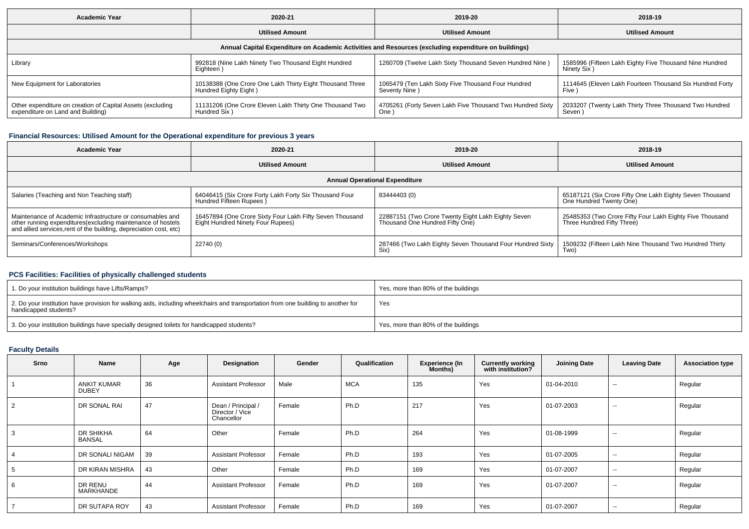| Academic Year | 2020-21 | 2019-20 | 2018-19 |
|---|---|---|---|
| | Utilised Amount | Utilised Amount | Utilised Amount |
| Annual Capital Expenditure on Academic Activities and Resources (excluding expenditure on buildings) | | | |
| Library | 992818 (Nine Lakh Ninety Two Thousand Eight Hundred Eighteen ) | 1260709 (Twelve Lakh Sixty Thousand Seven Hundred Nine ) | 1585996 (Fifteen Lakh Eighty Five Thousand Nine Hundred Ninety Six ) |
| New Equipment for Laboratories | 10138388 (One Crore One Lakh Thirty Eight Thousand Three Hundred Eighty Eight ) | 1065479 (Ten Lakh Sixty Five Thousand Four Hundred Seventy Nine ) | 1114645 (Eleven Lakh Fourteen Thousand Six Hundred Forty Five ) |
| Other expenditure on creation of Capital Assets (excluding expenditure on Land and Building) | 11131206 (One Crore Eleven Lakh Thirty One Thousand Two Hundred Six ) | 4705261 (Forty Seven Lakh Five Thousand Two Hundred Sixty One ) | 2033207 (Twenty Lakh Thirty Three Thousand Two Hundred Seven ) |

### Financial Resources: Utilised Amount for the Operational expenditure for previous 3 years

| Academic Year | 2020-21 | 2019-20 | 2018-19 |
|---|---|---|---|
| | Utilised Amount | Utilised Amount | Utilised Amount |
| Annual Operational Expenditure | | | |
| Salaries (Teaching and Non Teaching staff) | 64046415 (Six Crore Forty Lakh Forty Six Thousand Four Hundred Fifteen Rupees ) | 83444403 (0) | 65187121 (Six Crore Fifty One Lakh Eighty Seven Thousand One Hundred Twenty One) |
| Maintenance of Academic Infrastructure or consumables and other running expenditures(excluding maintenance of hostels and allied services,rent of the building, depreciation cost, etc) | 16457894 (One Crore Sixty Four Lakh Fifty Seven Thousand Eight Hundred Ninety Four Rupees) | 22887151 (Two Crore Twenty Eight Lakh Eighty Seven Thousand One Hundred Fifty One) | 25485353 (Two Crore Fifty Four Lakh Eighty Five Thousand Three Hundred Fifty Three) |
| Seminars/Conferences/Workshops | 22740 (0) | 287466 (Two Lakh Eighty Seven Thousand Four Hundred Sixty Six) | 1509232 (Fifteen Lakh Nine Thousand Two Hundred Thirty Two) |

### PCS Facilities: Facilities of physically challenged students

| | |
|---|---|
| 1. Do your institution buildings have Lifts/Ramps? | Yes, more than 80% of the buildings |
| 2. Do your institution have provision for walking aids, including wheelchairs and transportation from one building to another for handicapped students? | Yes |
| 3. Do your institution buildings have specially designed toilets for handicapped students? | Yes, more than 80% of the buildings |

### Faculty Details

| Srno | Name | Age | Designation | Gender | Qualification | Experience (In Months) | Currently working with institution? | Joining Date | Leaving Date | Association type |
|---|---|---|---|---|---|---|---|---|---|---|
| 1 | ANKIT KUMAR DUBEY | 36 | Assistant Professor | Male | MCA | 135 | Yes | 01-04-2010 | -- | Regular |
| 2 | DR SONAL RAI | 47 | Dean / Principal / Director / Vice Chancellor | Female | Ph.D | 217 | Yes | 01-07-2003 | -- | Regular |
| 3 | DR SHIKHA BANSAL | 64 | Other | Female | Ph.D | 264 | Yes | 01-08-1999 | -- | Regular |
| 4 | DR SONALI NIGAM | 39 | Assistant Professor | Female | Ph.D | 193 | Yes | 01-07-2005 | -- | Regular |
| 5 | DR KIRAN MISHRA | 43 | Other | Female | Ph.D | 169 | Yes | 01-07-2007 | -- | Regular |
| 6 | DR RENU MARKHANDE | 44 | Assistant Professor | Female | Ph.D | 169 | Yes | 01-07-2007 | -- | Regular |
| 7 | DR SUTAPA ROY | 43 | Assistant Professor | Female | Ph.D | 169 | Yes | 01-07-2007 | -- | Regular |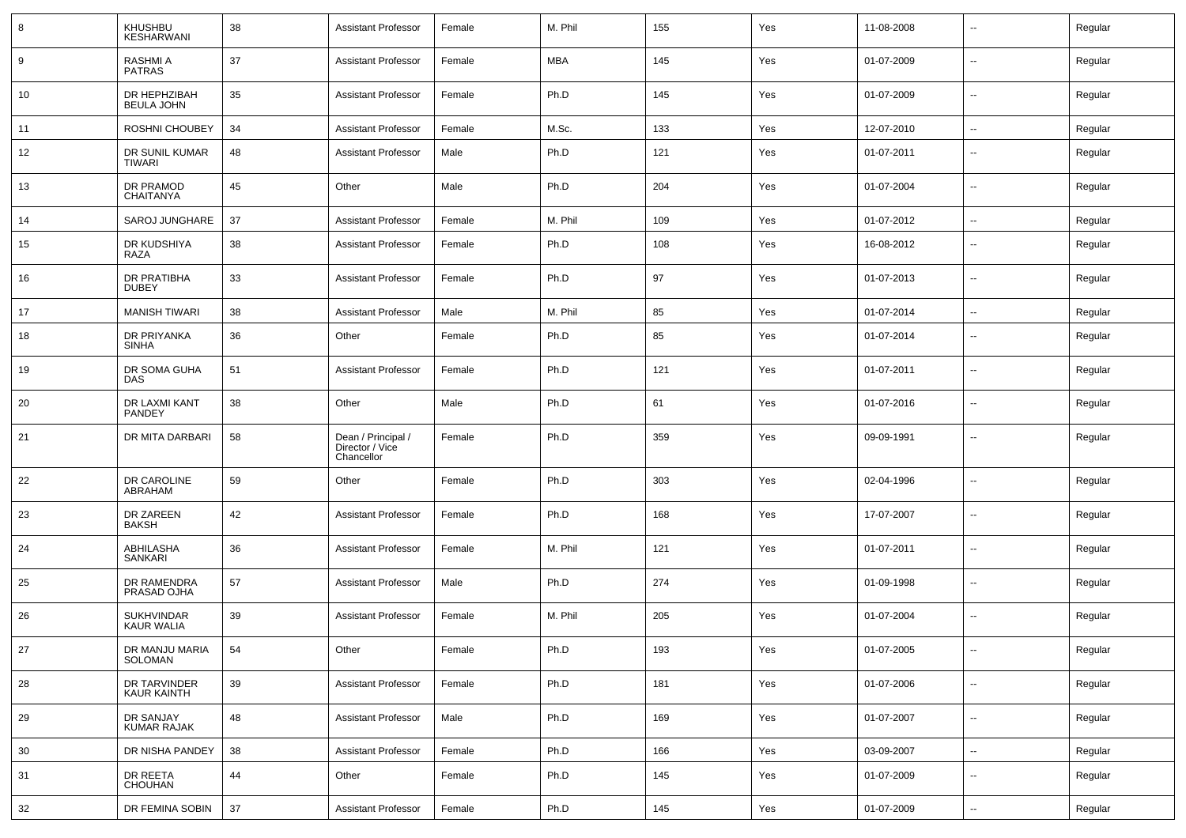| 8 | KHUSHBU KESHARWANI | 38 | Assistant Professor | Female | M. Phil | 155 | Yes | 11-08-2008 | -- | Regular |
|---|---|---|---|---|---|---|---|---|---|---|
| 9 | RASHMI A PATRAS | 37 | Assistant Professor | Female | MBA | 145 | Yes | 01-07-2009 | -- | Regular |
| 10 | DR HEPHZIBAH BEULA JOHN | 35 | Assistant Professor | Female | Ph.D | 145 | Yes | 01-07-2009 | -- | Regular |
| 11 | ROSHNI CHOUBEY | 34 | Assistant Professor | Female | M.Sc. | 133 | Yes | 12-07-2010 | -- | Regular |
| 12 | DR SUNIL KUMAR TIWARI | 48 | Assistant Professor | Male | Ph.D | 121 | Yes | 01-07-2011 | -- | Regular |
| 13 | DR PRAMOD CHAITANYA | 45 | Other | Male | Ph.D | 204 | Yes | 01-07-2004 | -- | Regular |
| 14 | SAROJ JUNGHARE | 37 | Assistant Professor | Female | M. Phil | 109 | Yes | 01-07-2012 | -- | Regular |
| 15 | DR KUDSHIYA RAZA | 38 | Assistant Professor | Female | Ph.D | 108 | Yes | 16-08-2012 | -- | Regular |
| 16 | DR PRATIBHA DUBEY | 33 | Assistant Professor | Female | Ph.D | 97 | Yes | 01-07-2013 | -- | Regular |
| 17 | MANISH TIWARI | 38 | Assistant Professor | Male | M. Phil | 85 | Yes | 01-07-2014 | -- | Regular |
| 18 | DR PRIYANKA SINHA | 36 | Other | Female | Ph.D | 85 | Yes | 01-07-2014 | -- | Regular |
| 19 | DR SOMA GUHA DAS | 51 | Assistant Professor | Female | Ph.D | 121 | Yes | 01-07-2011 | -- | Regular |
| 20 | DR LAXMI KANT PANDEY | 38 | Other | Male | Ph.D | 61 | Yes | 01-07-2016 | -- | Regular |
| 21 | DR MITA DARBARI | 58 | Dean / Principal / Director / Vice Chancellor | Female | Ph.D | 359 | Yes | 09-09-1991 | -- | Regular |
| 22 | DR CAROLINE ABRAHAM | 59 | Other | Female | Ph.D | 303 | Yes | 02-04-1996 | -- | Regular |
| 23 | DR ZAREEN BAKSH | 42 | Assistant Professor | Female | Ph.D | 168 | Yes | 17-07-2007 | -- | Regular |
| 24 | ABHILASHA SANKARI | 36 | Assistant Professor | Female | M. Phil | 121 | Yes | 01-07-2011 | -- | Regular |
| 25 | DR RAMENDRA PRASAD OJHA | 57 | Assistant Professor | Male | Ph.D | 274 | Yes | 01-09-1998 | -- | Regular |
| 26 | SUKHVINDAR KAUR WALIA | 39 | Assistant Professor | Female | M. Phil | 205 | Yes | 01-07-2004 | -- | Regular |
| 27 | DR MANJU MARIA SOLOMAN | 54 | Other | Female | Ph.D | 193 | Yes | 01-07-2005 | -- | Regular |
| 28 | DR TARVINDER KAUR KAINTH | 39 | Assistant Professor | Female | Ph.D | 181 | Yes | 01-07-2006 | -- | Regular |
| 29 | DR SANJAY KUMAR RAJAK | 48 | Assistant Professor | Male | Ph.D | 169 | Yes | 01-07-2007 | -- | Regular |
| 30 | DR NISHA PANDEY | 38 | Assistant Professor | Female | Ph.D | 166 | Yes | 03-09-2007 | -- | Regular |
| 31 | DR REETA CHOUHAN | 44 | Other | Female | Ph.D | 145 | Yes | 01-07-2009 | -- | Regular |
| 32 | DR FEMINA SOBIN | 37 | Assistant Professor | Female | Ph.D | 145 | Yes | 01-07-2009 | -- | Regular |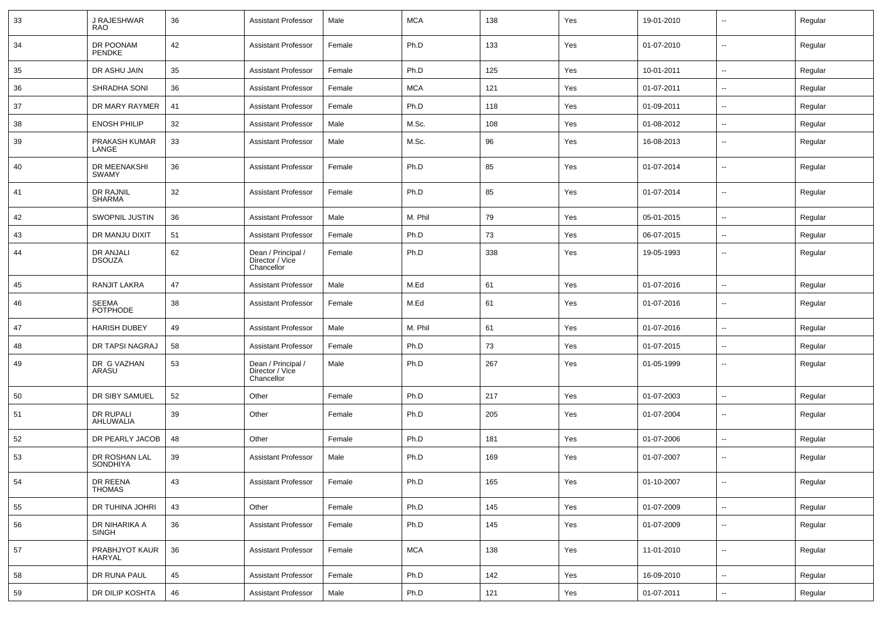| 33 | J RAJESHWAR RAO | 36 | Assistant Professor | Male | MCA | 138 | Yes | 19-01-2010 | -- | Regular |
|---|---|---|---|---|---|---|---|---|---|---|
| 34 | DR POONAM PENDKE | 42 | Assistant Professor | Female | Ph.D | 133 | Yes | 01-07-2010 | -- | Regular |
| 35 | DR ASHU JAIN | 35 | Assistant Professor | Female | Ph.D | 125 | Yes | 10-01-2011 | -- | Regular |
| 36 | SHRADHA SONI | 36 | Assistant Professor | Female | MCA | 121 | Yes | 01-07-2011 | -- | Regular |
| 37 | DR MARY RAYMER | 41 | Assistant Professor | Female | Ph.D | 118 | Yes | 01-09-2011 | -- | Regular |
| 38 | ENOSH PHILIP | 32 | Assistant Professor | Male | M.Sc. | 108 | Yes | 01-08-2012 | -- | Regular |
| 39 | PRAKASH KUMAR LANGE | 33 | Assistant Professor | Male | M.Sc. | 96 | Yes | 16-08-2013 | -- | Regular |
| 40 | DR MEENAKSHI SWAMY | 36 | Assistant Professor | Female | Ph.D | 85 | Yes | 01-07-2014 | -- | Regular |
| 41 | DR RAJNIL SHARMA | 32 | Assistant Professor | Female | Ph.D | 85 | Yes | 01-07-2014 | -- | Regular |
| 42 | SWOPNIL JUSTIN | 36 | Assistant Professor | Male | M. Phil | 79 | Yes | 05-01-2015 | -- | Regular |
| 43 | DR MANJU DIXIT | 51 | Assistant Professor | Female | Ph.D | 73 | Yes | 06-07-2015 | -- | Regular |
| 44 | DR ANJALI DSOUZA | 62 | Dean / Principal / Director / Vice Chancellor | Female | Ph.D | 338 | Yes | 19-05-1993 | -- | Regular |
| 45 | RANJIT LAKRA | 47 | Assistant Professor | Male | M.Ed | 61 | Yes | 01-07-2016 | -- | Regular |
| 46 | SEEMA POTPHODE | 38 | Assistant Professor | Female | M.Ed | 61 | Yes | 01-07-2016 | -- | Regular |
| 47 | HARISH DUBEY | 49 | Assistant Professor | Male | M. Phil | 61 | Yes | 01-07-2016 | -- | Regular |
| 48 | DR TAPSI NAGRAJ | 58 | Assistant Professor | Female | Ph.D | 73 | Yes | 01-07-2015 | -- | Regular |
| 49 | DR G VAZHAN ARASU | 53 | Dean / Principal / Director / Vice Chancellor | Male | Ph.D | 267 | Yes | 01-05-1999 | -- | Regular |
| 50 | DR SIBY SAMUEL | 52 | Other | Female | Ph.D | 217 | Yes | 01-07-2003 | -- | Regular |
| 51 | DR RUPALI AHLUWALIA | 39 | Other | Female | Ph.D | 205 | Yes | 01-07-2004 | -- | Regular |
| 52 | DR PEARLY JACOB | 48 | Other | Female | Ph.D | 181 | Yes | 01-07-2006 | -- | Regular |
| 53 | DR ROSHAN LAL SONDHIYA | 39 | Assistant Professor | Male | Ph.D | 169 | Yes | 01-07-2007 | -- | Regular |
| 54 | DR REENA THOMAS | 43 | Assistant Professor | Female | Ph.D | 165 | Yes | 01-10-2007 | -- | Regular |
| 55 | DR TUHINA JOHRI | 43 | Other | Female | Ph.D | 145 | Yes | 01-07-2009 | -- | Regular |
| 56 | DR NIHARIKA A SINGH | 36 | Assistant Professor | Female | Ph.D | 145 | Yes | 01-07-2009 | -- | Regular |
| 57 | PRABHJYOT KAUR HARYAL | 36 | Assistant Professor | Female | MCA | 138 | Yes | 11-01-2010 | -- | Regular |
| 58 | DR RUNA PAUL | 45 | Assistant Professor | Female | Ph.D | 142 | Yes | 16-09-2010 | -- | Regular |
| 59 | DR DILIP KOSHTA | 46 | Assistant Professor | Male | Ph.D | 121 | Yes | 01-07-2011 | -- | Regular |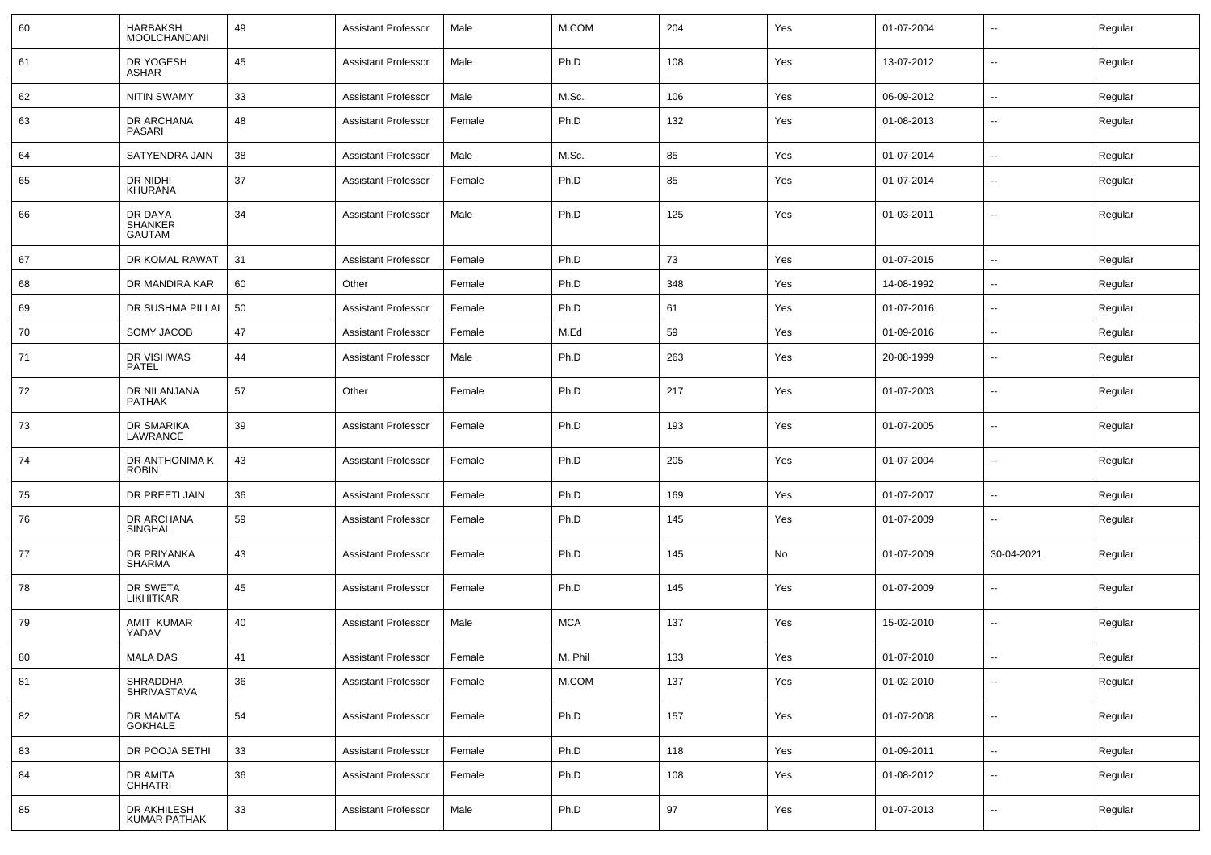| 60 | HARBAKSH MOOLCHANDANI | 49 | Assistant Professor | Male | M.COM | 204 | Yes | 01-07-2004 | -- | Regular |
|---|---|---|---|---|---|---|---|---|---|---|
| 61 | DR YOGESH ASHAR | 45 | Assistant Professor | Male | Ph.D | 108 | Yes | 13-07-2012 | -- | Regular |
| 62 | NITIN SWAMY | 33 | Assistant Professor | Male | M.Sc. | 106 | Yes | 06-09-2012 | -- | Regular |
| 63 | DR ARCHANA PASARI | 48 | Assistant Professor | Female | Ph.D | 132 | Yes | 01-08-2013 | -- | Regular |
| 64 | SATYENDRA JAIN | 38 | Assistant Professor | Male | M.Sc. | 85 | Yes | 01-07-2014 | -- | Regular |
| 65 | DR NIDHI KHURANA | 37 | Assistant Professor | Female | Ph.D | 85 | Yes | 01-07-2014 | -- | Regular |
| 66 | DR DAYA SHANKER GAUTAM | 34 | Assistant Professor | Male | Ph.D | 125 | Yes | 01-03-2011 | -- | Regular |
| 67 | DR KOMAL RAWAT | 31 | Assistant Professor | Female | Ph.D | 73 | Yes | 01-07-2015 | -- | Regular |
| 68 | DR MANDIRA KAR | 60 | Other | Female | Ph.D | 348 | Yes | 14-08-1992 | -- | Regular |
| 69 | DR SUSHMA PILLAI | 50 | Assistant Professor | Female | Ph.D | 61 | Yes | 01-07-2016 | -- | Regular |
| 70 | SOMY JACOB | 47 | Assistant Professor | Female | M.Ed | 59 | Yes | 01-09-2016 | -- | Regular |
| 71 | DR VISHWAS PATEL | 44 | Assistant Professor | Male | Ph.D | 263 | Yes | 20-08-1999 | -- | Regular |
| 72 | DR NILANJANA PATHAK | 57 | Other | Female | Ph.D | 217 | Yes | 01-07-2003 | -- | Regular |
| 73 | DR SMARIKA LAWRANCE | 39 | Assistant Professor | Female | Ph.D | 193 | Yes | 01-07-2005 | -- | Regular |
| 74 | DR ANTHONIMA K ROBIN | 43 | Assistant Professor | Female | Ph.D | 205 | Yes | 01-07-2004 | -- | Regular |
| 75 | DR PREETI JAIN | 36 | Assistant Professor | Female | Ph.D | 169 | Yes | 01-07-2007 | -- | Regular |
| 76 | DR ARCHANA SINGHAL | 59 | Assistant Professor | Female | Ph.D | 145 | Yes | 01-07-2009 | -- | Regular |
| 77 | DR PRIYANKA SHARMA | 43 | Assistant Professor | Female | Ph.D | 145 | No | 01-07-2009 | 30-04-2021 | Regular |
| 78 | DR SWETA LIKHITKAR | 45 | Assistant Professor | Female | Ph.D | 145 | Yes | 01-07-2009 | -- | Regular |
| 79 | AMIT KUMAR YADAV | 40 | Assistant Professor | Male | MCA | 137 | Yes | 15-02-2010 | -- | Regular |
| 80 | MALA DAS | 41 | Assistant Professor | Female | M. Phil | 133 | Yes | 01-07-2010 | -- | Regular |
| 81 | SHRADDHA SHRIVASTAVA | 36 | Assistant Professor | Female | M.COM | 137 | Yes | 01-02-2010 | -- | Regular |
| 82 | DR MAMTA GOKHALE | 54 | Assistant Professor | Female | Ph.D | 157 | Yes | 01-07-2008 | -- | Regular |
| 83 | DR POOJA SETHI | 33 | Assistant Professor | Female | Ph.D | 118 | Yes | 01-09-2011 | -- | Regular |
| 84 | DR AMITA CHHATRI | 36 | Assistant Professor | Female | Ph.D | 108 | Yes | 01-08-2012 | -- | Regular |
| 85 | DR AKHILESH KUMAR PATHAK | 33 | Assistant Professor | Male | Ph.D | 97 | Yes | 01-07-2013 | -- | Regular |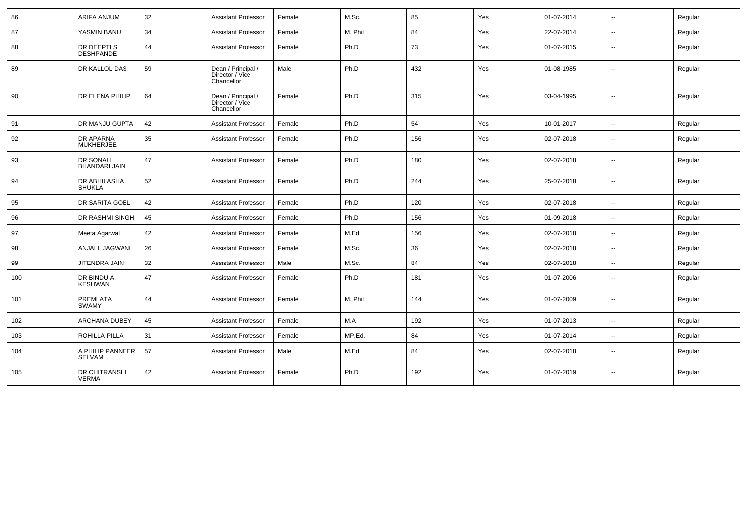| | | | | | | | | | | |
|---|---|---|---|---|---|---|---|---|---|---|
| 86 | ARIFA ANJUM | 32 | Assistant Professor | Female | M.Sc. | 85 | Yes | 01-07-2014 | -- | Regular |
| 87 | YASMIN BANU | 34 | Assistant Professor | Female | M. Phil | 84 | Yes | 22-07-2014 | -- | Regular |
| 88 | DR DEEPTI S DESHPANDE | 44 | Assistant Professor | Female | Ph.D | 73 | Yes | 01-07-2015 | -- | Regular |
| 89 | DR KALLOL DAS | 59 | Dean / Principal / Director / Vice Chancellor | Male | Ph.D | 432 | Yes | 01-08-1985 | -- | Regular |
| 90 | DR ELENA PHILIP | 64 | Dean / Principal / Director / Vice Chancellor | Female | Ph.D | 315 | Yes | 03-04-1995 | -- | Regular |
| 91 | DR MANJU GUPTA | 42 | Assistant Professor | Female | Ph.D | 54 | Yes | 10-01-2017 | -- | Regular |
| 92 | DR APARNA MUKHERJEE | 35 | Assistant Professor | Female | Ph.D | 156 | Yes | 02-07-2018 | -- | Regular |
| 93 | DR SONALI BHANDARI JAIN | 47 | Assistant Professor | Female | Ph.D | 180 | Yes | 02-07-2018 | -- | Regular |
| 94 | DR ABHILASHA SHUKLA | 52 | Assistant Professor | Female | Ph.D | 244 | Yes | 25-07-2018 | -- | Regular |
| 95 | DR SARITA GOEL | 42 | Assistant Professor | Female | Ph.D | 120 | Yes | 02-07-2018 | -- | Regular |
| 96 | DR RASHMI SINGH | 45 | Assistant Professor | Female | Ph.D | 156 | Yes | 01-09-2018 | -- | Regular |
| 97 | Meeta Agarwal | 42 | Assistant Professor | Female | M.Ed | 156 | Yes | 02-07-2018 | -- | Regular |
| 98 | ANJALI JAGWANI | 26 | Assistant Professor | Female | M.Sc. | 36 | Yes | 02-07-2018 | -- | Regular |
| 99 | JITENDRA JAIN | 32 | Assistant Professor | Male | M.Sc. | 84 | Yes | 02-07-2018 | -- | Regular |
| 100 | DR BINDU A KESHWAN | 47 | Assistant Professor | Female | Ph.D | 181 | Yes | 01-07-2006 | -- | Regular |
| 101 | PREMLATA SWAMY | 44 | Assistant Professor | Female | M. Phil | 144 | Yes | 01-07-2009 | -- | Regular |
| 102 | ARCHANA DUBEY | 45 | Assistant Professor | Female | M.A | 192 | Yes | 01-07-2013 | -- | Regular |
| 103 | ROHILLA PILLAI | 31 | Assistant Professor | Female | MP.Ed. | 84 | Yes | 01-07-2014 | -- | Regular |
| 104 | A PHILIP PANNEER SELVAM | 57 | Assistant Professor | Male | M.Ed | 84 | Yes | 02-07-2018 | -- | Regular |
| 105 | DR CHITRANSHI VERMA | 42 | Assistant Professor | Female | Ph.D | 192 | Yes | 01-07-2019 | -- | Regular |